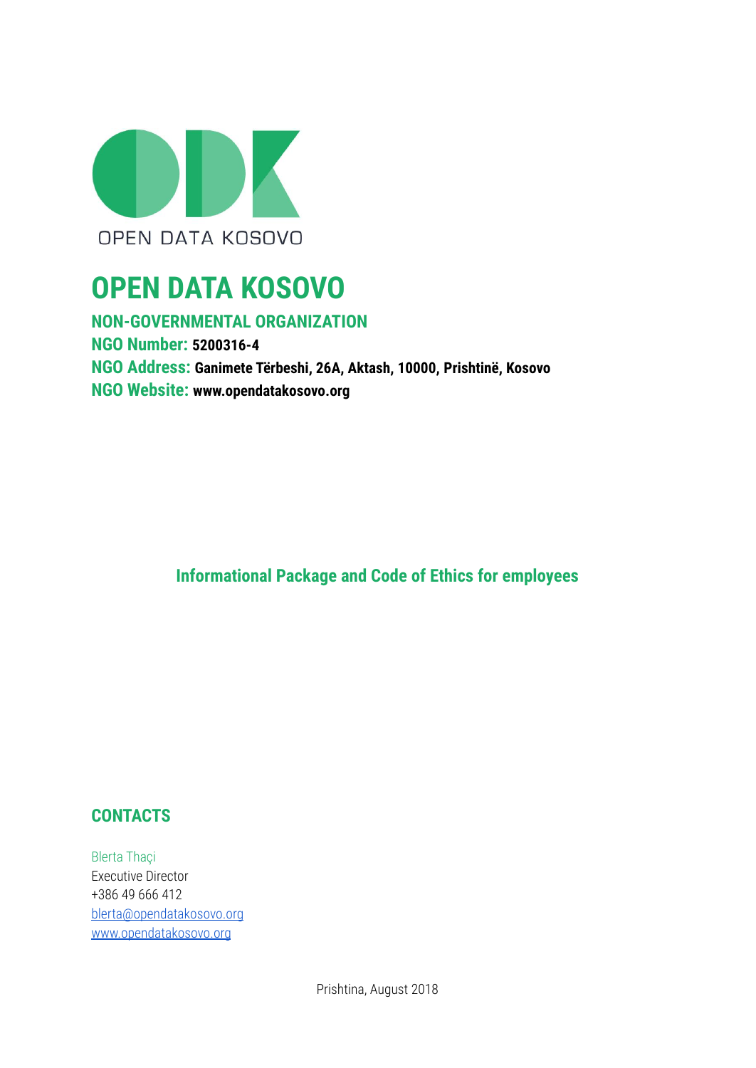OPEN DATA KOSOVO

# OPEN DATA KOSOVO

**NON-GOVERNMENTAL ORGANIZATION**
**NGO Number:** **5200316-4**
**NGO Address:** **Ganimete Tërbeshi, 26A, Aktash, 10000, Prishtinë, Kosovo**
**NGO Website:** **www.opendatakosovo.org**

## Informational Package and Code of Ethics for employees

## CONTACTS

Blerta Thaçi
Executive Director
+386 49 666 412
blerta@opendatakosovo.org
www.opendatakosovo.org

Prishtina, August 2018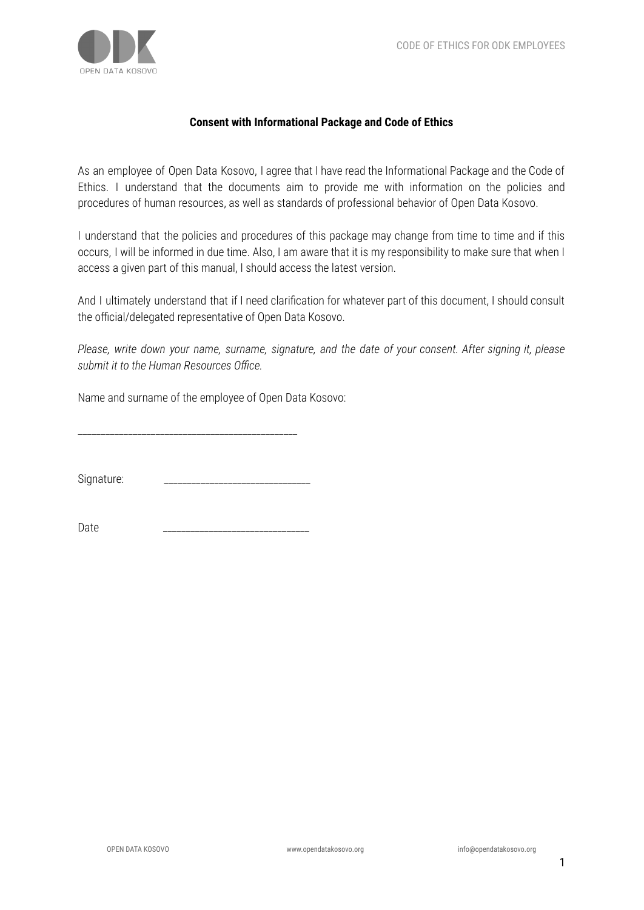**Consent with Informational Package and Code of Ethics**

As an employee of Open Data Kosovo, I agree that I have read the Informational Package and the Code of Ethics. I understand that the documents aim to provide me with information on the policies and procedures of human resources, as well as standards of professional behavior of Open Data Kosovo.

I understand that the policies and procedures of this package may change from time to time and if this occurs, I will be informed in due time. Also, I am aware that it is my responsibility to make sure that when I access a given part of this manual, I should access the latest version.

And I ultimately understand that if I need clarification for whatever part of this document, I should consult the official/delegated representative of Open Data Kosovo.

*Please, write down your name, surname, signature, and the date of your consent. After signing it, please submit it to the Human Resources Office.*

Name and surname of the employee of Open Data Kosovo:

_____________________________________________

Signature: ______________________________

Date ______________________________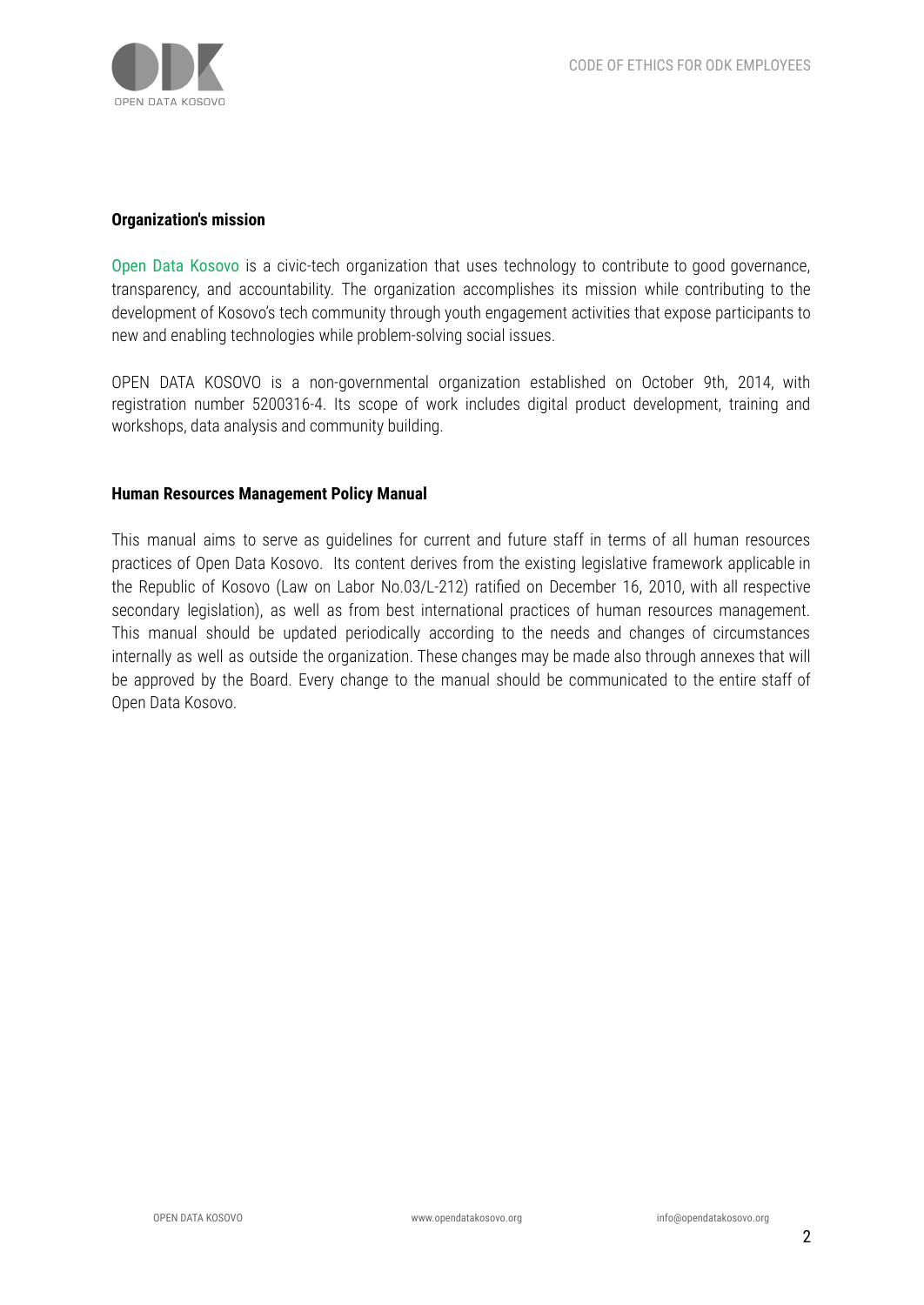**Organization's mission**

Open Data Kosovo is a civic-tech organization that uses technology to contribute to good governance, transparency, and accountability. The organization accomplishes its mission while contributing to the development of Kosovo's tech community through youth engagement activities that expose participants to new and enabling technologies while problem-solving social issues.

OPEN DATA KOSOVO is a non-governmental organization established on October 9th, 2014, with registration number 5200316-4. Its scope of work includes digital product development, training and workshops, data analysis and community building.

**Human Resources Management Policy Manual**

This manual aims to serve as guidelines for current and future staff in terms of all human resources practices of Open Data Kosovo. Its content derives from the existing legislative framework applicable in the Republic of Kosovo (Law on Labor No.03/L-212) ratified on December 16, 2010, with all respective secondary legislation), as well as from best international practices of human resources management. This manual should be updated periodically according to the needs and changes of circumstances internally as well as outside the organization. These changes may be made also through annexes that will be approved by the Board. Every change to the manual should be communicated to the entire staff of Open Data Kosovo.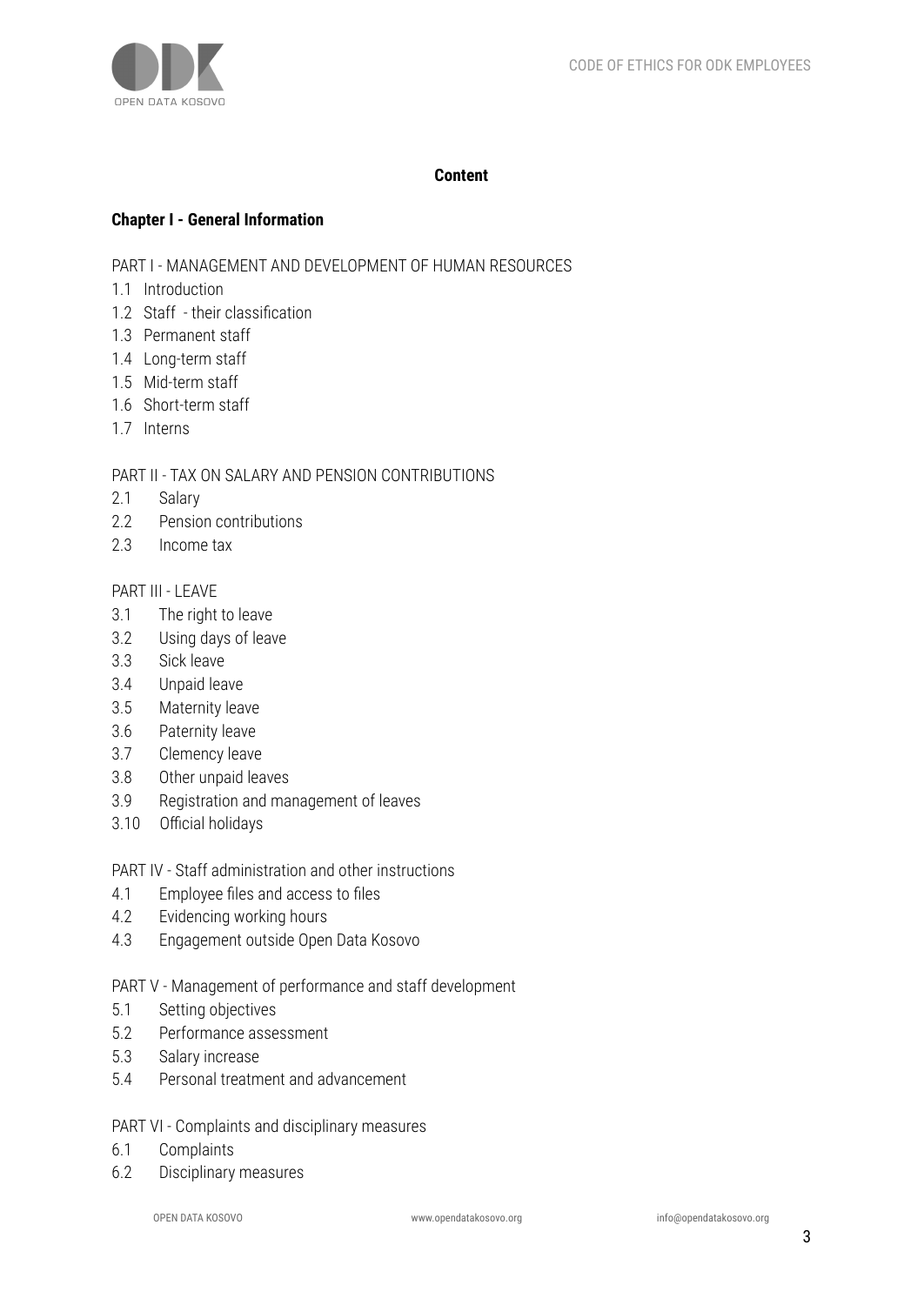**Content**

**Chapter I - General Information**

PART I - MANAGEMENT AND DEVELOPMENT OF HUMAN RESOURCES

- 1.1 Introduction
- 1.2 Staff - their classification
- 1.3 Permanent staff
- 1.4 Long-term staff
- 1.5 Mid-term staff
- 1.6 Short-term staff
- 1.7 Interns

PART II - TAX ON SALARY AND PENSION CONTRIBUTIONS

- 2.1 Salary
- 2.2 Pension contributions
- 2.3 Income tax

PART III - LEAVE

- 3.1 The right to leave
- 3.2 Using days of leave
- 3.3 Sick leave
- 3.4 Unpaid leave
- 3.5 Maternity leave
- 3.6 Paternity leave
- 3.7 Clemency leave
- 3.8 Other unpaid leaves
- 3.9 Registration and management of leaves
- 3.10 Official holidays

PART IV - Staff administration and other instructions

- 4.1 Employee files and access to files
- 4.2 Evidencing working hours
- 4.3 Engagement outside Open Data Kosovo

PART V - Management of performance and staff development

- 5.1 Setting objectives
- 5.2 Performance assessment
- 5.3 Salary increase
- 5.4 Personal treatment and advancement

PART VI - Complaints and disciplinary measures

- 6.1 Complaints
- 6.2 Disciplinary measures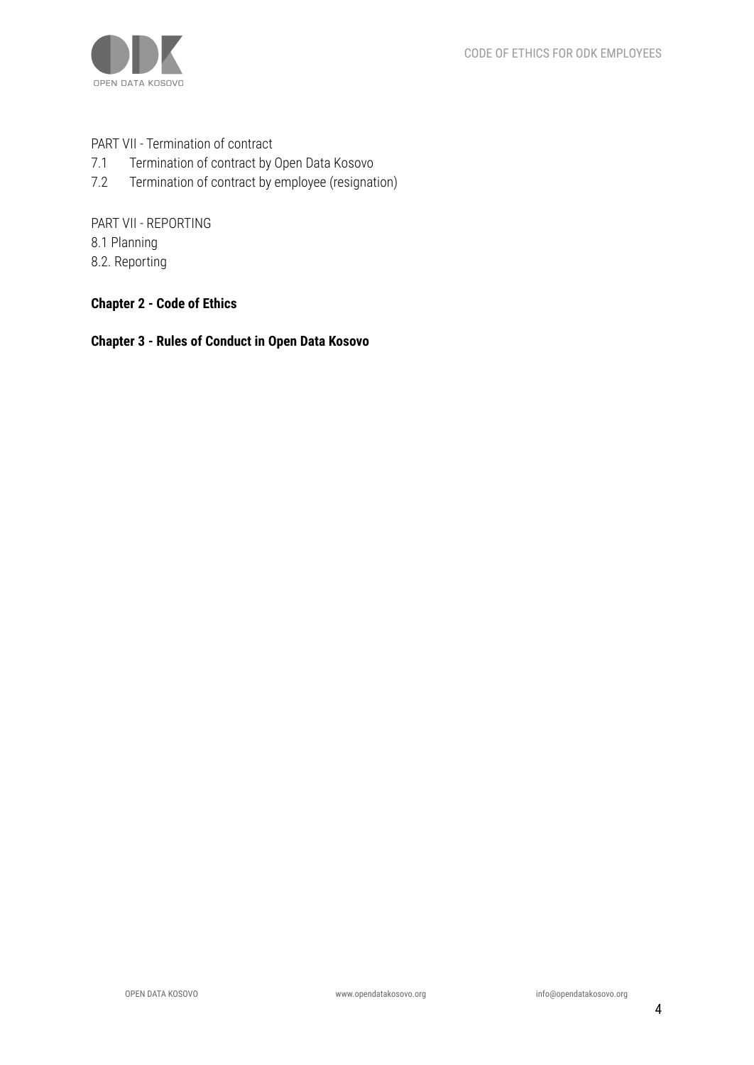PART VII - Termination of contract

7.1 Termination of contract by Open Data Kosovo

7.2 Termination of contract by employee (resignation)

PART VII - REPORTING

8.1 Planning

8.2. Reporting

**Chapter 2 - Code of Ethics**

**Chapter 3 - Rules of Conduct in Open Data Kosovo**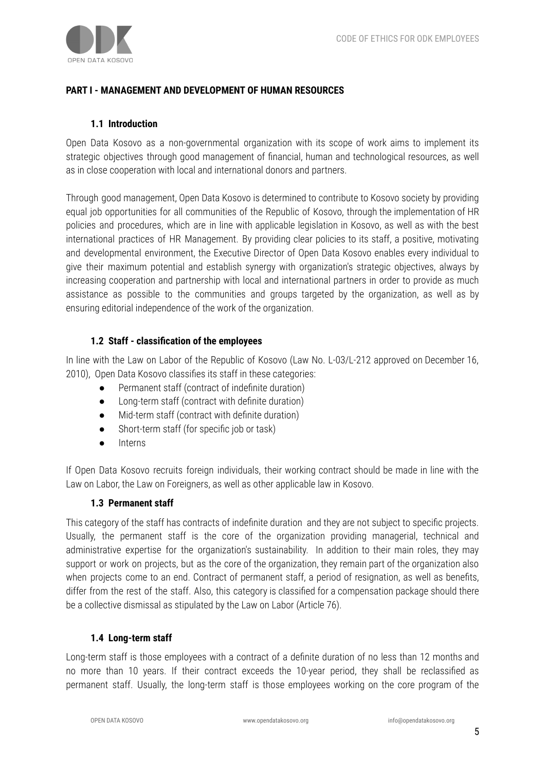## PART I - MANAGEMENT AND DEVELOPMENT OF HUMAN RESOURCES

### 1.1 Introduction

Open Data Kosovo as a non-governmental organization with its scope of work aims to implement its strategic objectives through good management of financial, human and technological resources, as well as in close cooperation with local and international donors and partners.

Through good management, Open Data Kosovo is determined to contribute to Kosovo society by providing equal job opportunities for all communities of the Republic of Kosovo, through the implementation of HR policies and procedures, which are in line with applicable legislation in Kosovo, as well as with the best international practices of HR Management. By providing clear policies to its staff, a positive, motivating and developmental environment, the Executive Director of Open Data Kosovo enables every individual to give their maximum potential and establish synergy with organization's strategic objectives, always by increasing cooperation and partnership with local and international partners in order to provide as much assistance as possible to the communities and groups targeted by the organization, as well as by ensuring editorial independence of the work of the organization.

### 1.2 Staff - classification of the employees

In line with the Law on Labor of the Republic of Kosovo (Law No. L-03/L-212 approved on December 16, 2010), Open Data Kosovo classifies its staff in these categories:

- Permanent staff (contract of indefinite duration)
- Long-term staff (contract with definite duration)
- Mid-term staff (contract with definite duration)
- Short-term staff (for specific job or task)
- Interns

If Open Data Kosovo recruits foreign individuals, their working contract should be made in line with the Law on Labor, the Law on Foreigners, as well as other applicable law in Kosovo.

### 1.3 Permanent staff

This category of the staff has contracts of indefinite duration and they are not subject to specific projects. Usually, the permanent staff is the core of the organization providing managerial, technical and administrative expertise for the organization's sustainability. In addition to their main roles, they may support or work on projects, but as the core of the organization, they remain part of the organization also when projects come to an end. Contract of permanent staff, a period of resignation, as well as benefits, differ from the rest of the staff. Also, this category is classified for a compensation package should there be a collective dismissal as stipulated by the Law on Labor (Article 76).

### 1.4 Long-term staff

Long-term staff is those employees with a contract of a definite duration of no less than 12 months and no more than 10 years. If their contract exceeds the 10-year period, they shall be reclassified as permanent staff. Usually, the long-term staff is those employees working on the core program of the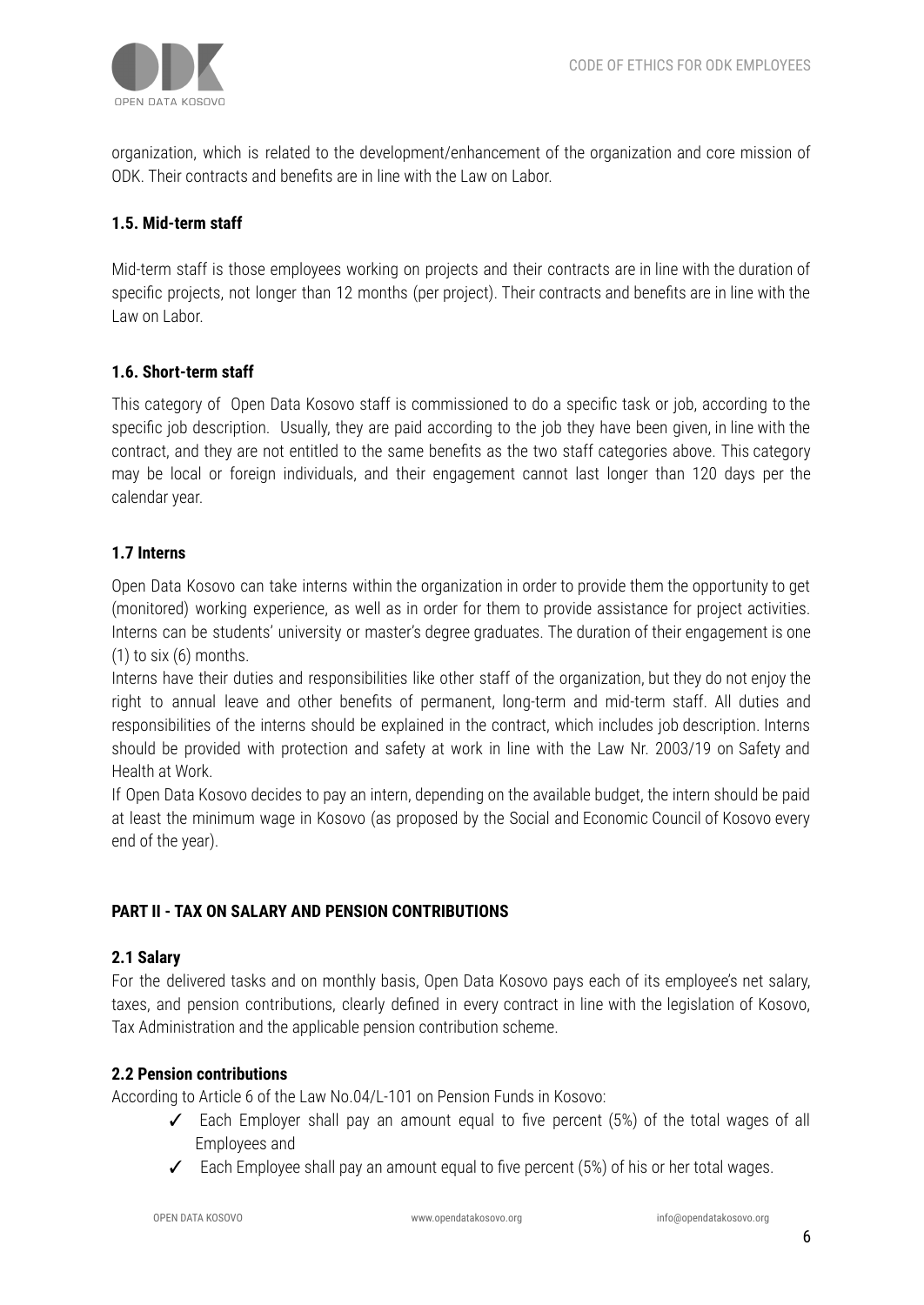organization, which is related to the development/enhancement of the organization and core mission of ODK. Their contracts and benefits are in line with the Law on Labor.

### 1.5. Mid-term staff

Mid-term staff is those employees working on projects and their contracts are in line with the duration of specific projects, not longer than 12 months (per project). Their contracts and benefits are in line with the Law on Labor.

### 1.6. Short-term staff

This category of Open Data Kosovo staff is commissioned to do a specific task or job, according to the specific job description. Usually, they are paid according to the job they have been given, in line with the contract, and they are not entitled to the same benefits as the two staff categories above. This category may be local or foreign individuals, and their engagement cannot last longer than 120 days per the calendar year.

### 1.7 Interns

Open Data Kosovo can take interns within the organization in order to provide them the opportunity to get (monitored) working experience, as well as in order for them to provide assistance for project activities. Interns can be students' university or master's degree graduates. The duration of their engagement is one (1) to six (6) months.

Interns have their duties and responsibilities like other staff of the organization, but they do not enjoy the right to annual leave and other benefits of permanent, long-term and mid-term staff. All duties and responsibilities of the interns should be explained in the contract, which includes job description. Interns should be provided with protection and safety at work in line with the Law Nr. 2003/19 on Safety and Health at Work.

If Open Data Kosovo decides to pay an intern, depending on the available budget, the intern should be paid at least the minimum wage in Kosovo (as proposed by the Social and Economic Council of Kosovo every end of the year).

## PART II - TAX ON SALARY AND PENSION CONTRIBUTIONS

### 2.1 Salary

For the delivered tasks and on monthly basis, Open Data Kosovo pays each of its employee's net salary, taxes, and pension contributions, clearly defined in every contract in line with the legislation of Kosovo, Tax Administration and the applicable pension contribution scheme.

### 2.2 Pension contributions

According to Article 6 of the Law No.04/L-101 on Pension Funds in Kosovo:

- ✓ Each Employer shall pay an amount equal to five percent (5%) of the total wages of all Employees and
- ✓ Each Employee shall pay an amount equal to five percent (5%) of his or her total wages.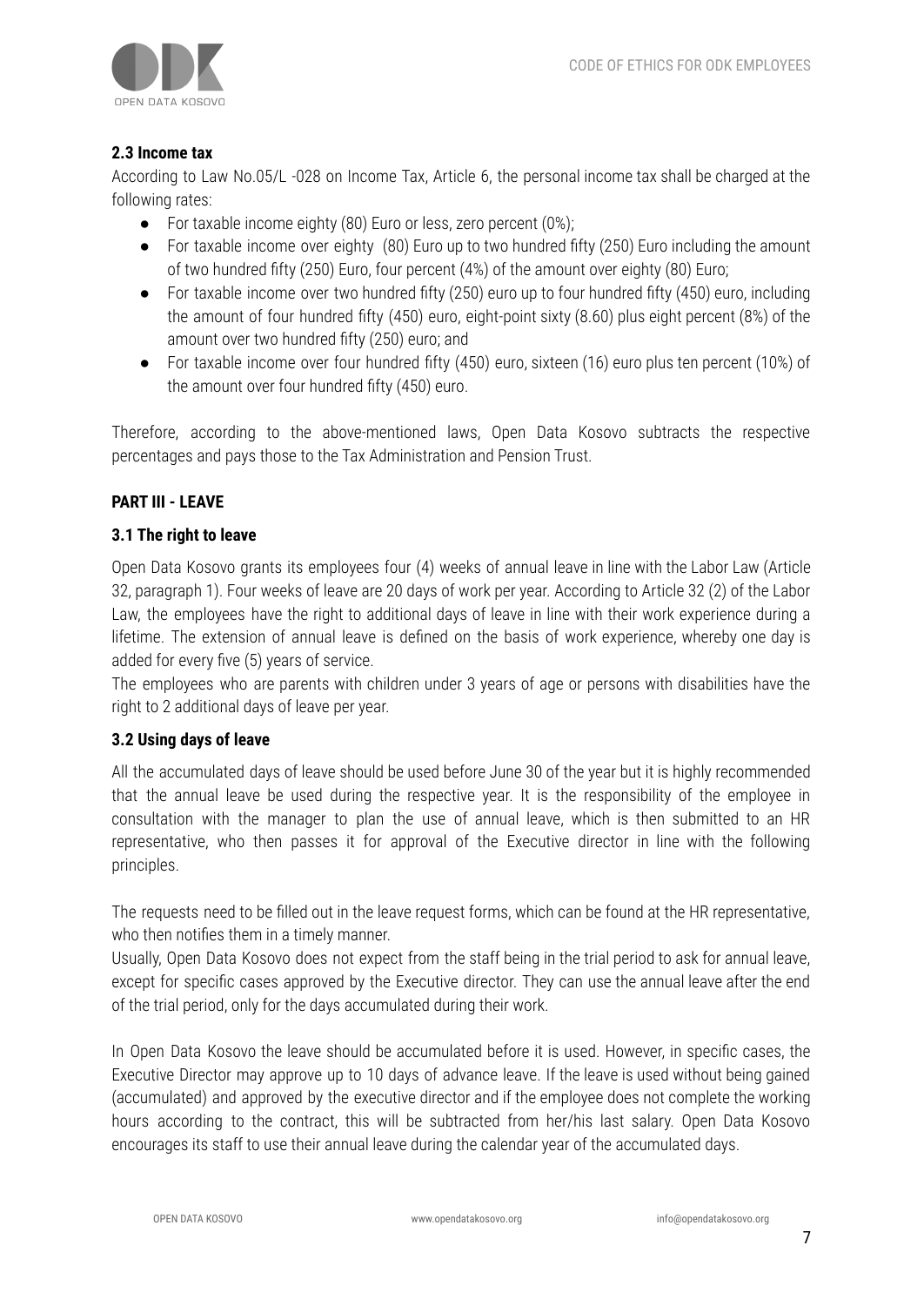**2.3 Income tax**

According to Law No.05/L -028 on Income Tax, Article 6, the personal income tax shall be charged at the following rates:

- For taxable income eighty (80) Euro or less, zero percent (0%);
- For taxable income over eighty (80) Euro up to two hundred fifty (250) Euro including the amount of two hundred fifty (250) Euro, four percent (4%) of the amount over eighty (80) Euro;
- For taxable income over two hundred fifty (250) euro up to four hundred fifty (450) euro, including the amount of four hundred fifty (450) euro, eight-point sixty (8.60) plus eight percent (8%) of the amount over two hundred fifty (250) euro; and
- For taxable income over four hundred fifty (450) euro, sixteen (16) euro plus ten percent (10%) of the amount over four hundred fifty (450) euro.

Therefore, according to the above-mentioned laws, Open Data Kosovo subtracts the respective percentages and pays those to the Tax Administration and Pension Trust.

**PART III - LEAVE**

**3.1 The right to leave**

Open Data Kosovo grants its employees four (4) weeks of annual leave in line with the Labor Law (Article 32, paragraph 1). Four weeks of leave are 20 days of work per year. According to Article 32 (2) of the Labor Law, the employees have the right to additional days of leave in line with their work experience during a lifetime. The extension of annual leave is defined on the basis of work experience, whereby one day is added for every five (5) years of service.

The employees who are parents with children under 3 years of age or persons with disabilities have the right to 2 additional days of leave per year.

**3.2 Using days of leave**

All the accumulated days of leave should be used before June 30 of the year but it is highly recommended that the annual leave be used during the respective year. It is the responsibility of the employee in consultation with the manager to plan the use of annual leave, which is then submitted to an HR representative, who then passes it for approval of the Executive director in line with the following principles.

The requests need to be filled out in the leave request forms, which can be found at the HR representative, who then notifies them in a timely manner.

Usually, Open Data Kosovo does not expect from the staff being in the trial period to ask for annual leave, except for specific cases approved by the Executive director. They can use the annual leave after the end of the trial period, only for the days accumulated during their work.

In Open Data Kosovo the leave should be accumulated before it is used. However, in specific cases, the Executive Director may approve up to 10 days of advance leave. If the leave is used without being gained (accumulated) and approved by the executive director and if the employee does not complete the working hours according to the contract, this will be subtracted from her/his last salary. Open Data Kosovo encourages its staff to use their annual leave during the calendar year of the accumulated days.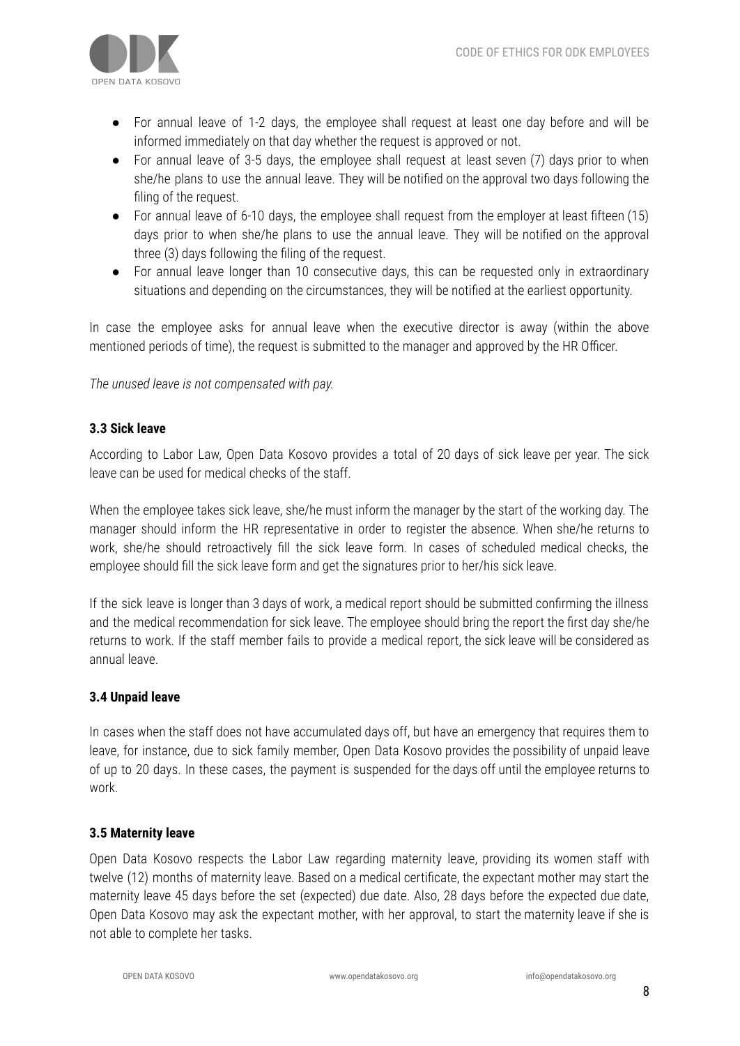- For annual leave of 1-2 days, the employee shall request at least one day before and will be informed immediately on that day whether the request is approved or not.
- For annual leave of 3-5 days, the employee shall request at least seven (7) days prior to when she/he plans to use the annual leave. They will be notified on the approval two days following the filing of the request.
- For annual leave of 6-10 days, the employee shall request from the employer at least fifteen (15) days prior to when she/he plans to use the annual leave. They will be notified on the approval three (3) days following the filing of the request.
- For annual leave longer than 10 consecutive days, this can be requested only in extraordinary situations and depending on the circumstances, they will be notified at the earliest opportunity.

In case the employee asks for annual leave when the executive director is away (within the above mentioned periods of time), the request is submitted to the manager and approved by the HR Officer.

*The unused leave is not compensated with pay.*

### 3.3 Sick leave

According to Labor Law, Open Data Kosovo provides a total of 20 days of sick leave per year. The sick leave can be used for medical checks of the staff.

When the employee takes sick leave, she/he must inform the manager by the start of the working day. The manager should inform the HR representative in order to register the absence. When she/he returns to work, she/he should retroactively fill the sick leave form. In cases of scheduled medical checks, the employee should fill the sick leave form and get the signatures prior to her/his sick leave.

If the sick leave is longer than 3 days of work, a medical report should be submitted confirming the illness and the medical recommendation for sick leave. The employee should bring the report the first day she/he returns to work. If the staff member fails to provide a medical report, the sick leave will be considered as annual leave.

### 3.4 Unpaid leave

In cases when the staff does not have accumulated days off, but have an emergency that requires them to leave, for instance, due to sick family member, Open Data Kosovo provides the possibility of unpaid leave of up to 20 days. In these cases, the payment is suspended for the days off until the employee returns to work.

### 3.5 Maternity leave

Open Data Kosovo respects the Labor Law regarding maternity leave, providing its women staff with twelve (12) months of maternity leave. Based on a medical certificate, the expectant mother may start the maternity leave 45 days before the set (expected) due date. Also, 28 days before the expected due date, Open Data Kosovo may ask the expectant mother, with her approval, to start the maternity leave if she is not able to complete her tasks.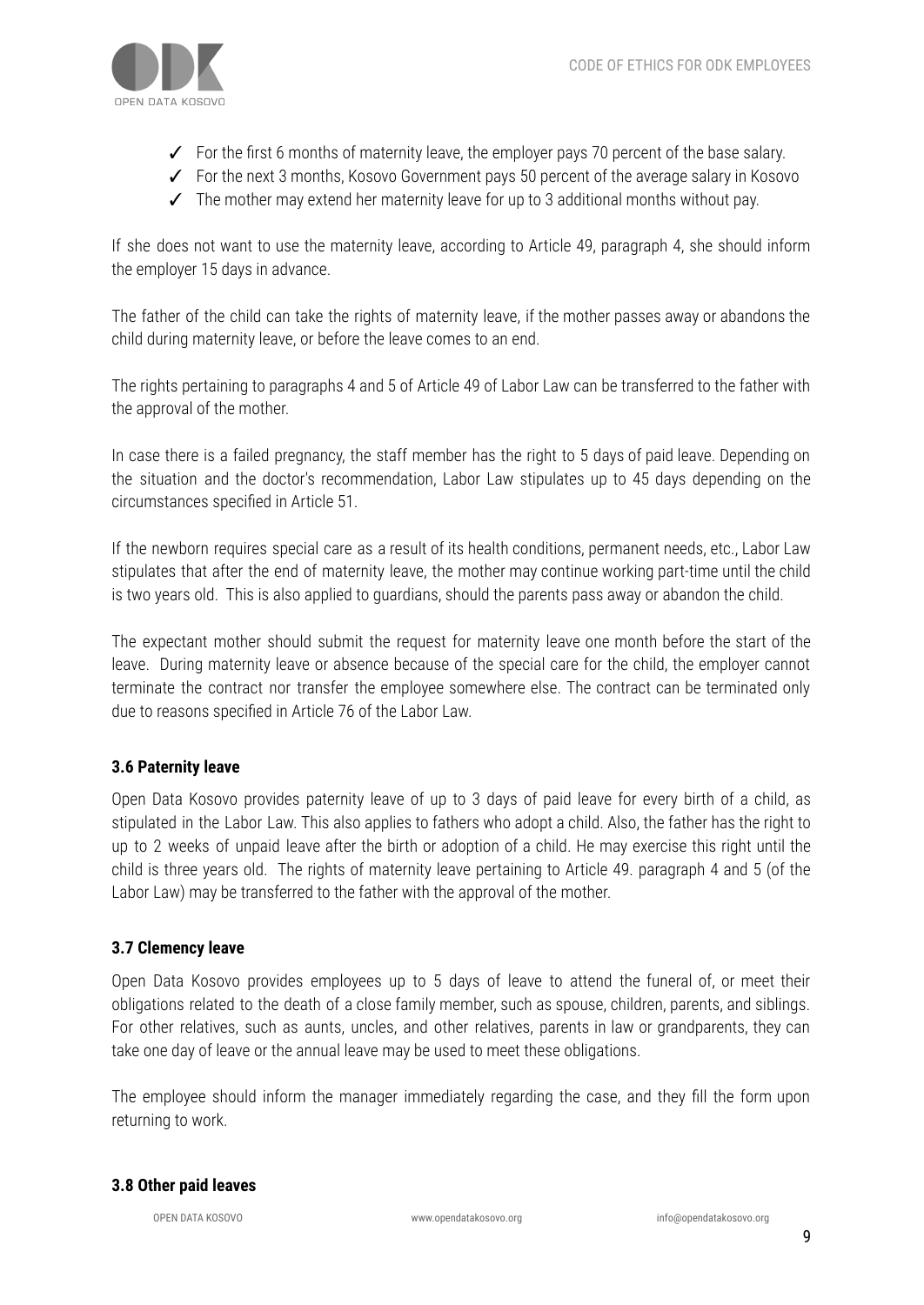- ✓ For the first 6 months of maternity leave, the employer pays 70 percent of the base salary.
- ✓ For the next 3 months, Kosovo Government pays 50 percent of the average salary in Kosovo
- ✓ The mother may extend her maternity leave for up to 3 additional months without pay.

If she does not want to use the maternity leave, according to Article 49, paragraph 4, she should inform the employer 15 days in advance.

The father of the child can take the rights of maternity leave, if the mother passes away or abandons the child during maternity leave, or before the leave comes to an end.

The rights pertaining to paragraphs 4 and 5 of Article 49 of Labor Law can be transferred to the father with the approval of the mother.

In case there is a failed pregnancy, the staff member has the right to 5 days of paid leave. Depending on the situation and the doctor's recommendation, Labor Law stipulates up to 45 days depending on the circumstances specified in Article 51.

If the newborn requires special care as a result of its health conditions, permanent needs, etc., Labor Law stipulates that after the end of maternity leave, the mother may continue working part-time until the child is two years old. This is also applied to guardians, should the parents pass away or abandon the child.

The expectant mother should submit the request for maternity leave one month before the start of the leave. During maternity leave or absence because of the special care for the child, the employer cannot terminate the contract nor transfer the employee somewhere else. The contract can be terminated only due to reasons specified in Article 76 of the Labor Law.

### 3.6 Paternity leave

Open Data Kosovo provides paternity leave of up to 3 days of paid leave for every birth of a child, as stipulated in the Labor Law. This also applies to fathers who adopt a child. Also, the father has the right to up to 2 weeks of unpaid leave after the birth or adoption of a child. He may exercise this right until the child is three years old. The rights of maternity leave pertaining to Article 49. paragraph 4 and 5 (of the Labor Law) may be transferred to the father with the approval of the mother.

### 3.7 Clemency leave

Open Data Kosovo provides employees up to 5 days of leave to attend the funeral of, or meet their obligations related to the death of a close family member, such as spouse, children, parents, and siblings. For other relatives, such as aunts, uncles, and other relatives, parents in law or grandparents, they can take one day of leave or the annual leave may be used to meet these obligations.

The employee should inform the manager immediately regarding the case, and they fill the form upon returning to work.

### 3.8 Other paid leaves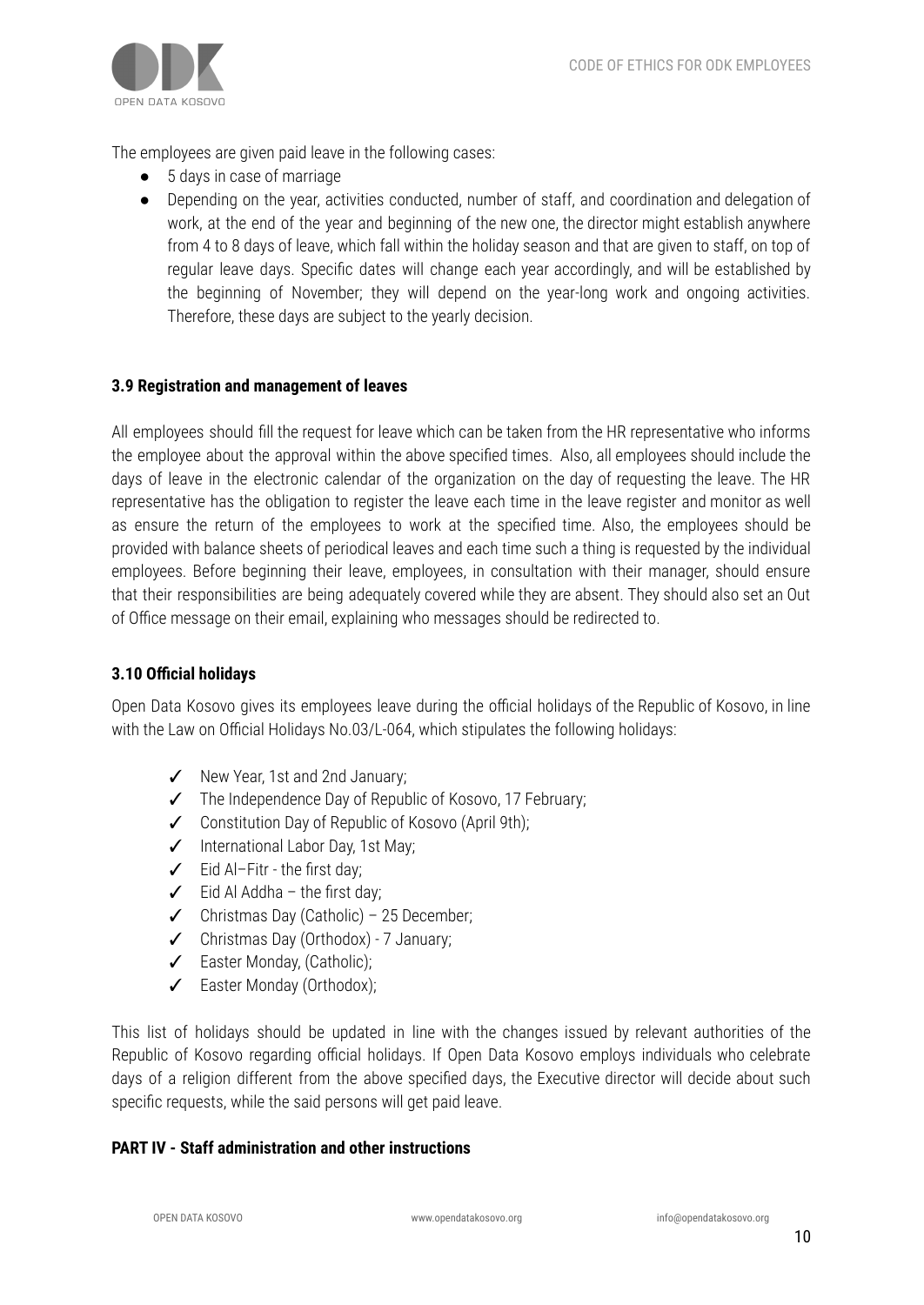The employees are given paid leave in the following cases:

- 5 days in case of marriage
- Depending on the year, activities conducted, number of staff, and coordination and delegation of work, at the end of the year and beginning of the new one, the director might establish anywhere from 4 to 8 days of leave, which fall within the holiday season and that are given to staff, on top of regular leave days. Specific dates will change each year accordingly, and will be established by the beginning of November; they will depend on the year-long work and ongoing activities. Therefore, these days are subject to the yearly decision.

### 3.9 Registration and management of leaves

All employees should fill the request for leave which can be taken from the HR representative who informs the employee about the approval within the above specified times. Also, all employees should include the days of leave in the electronic calendar of the organization on the day of requesting the leave. The HR representative has the obligation to register the leave each time in the leave register and monitor as well as ensure the return of the employees to work at the specified time. Also, the employees should be provided with balance sheets of periodical leaves and each time such a thing is requested by the individual employees. Before beginning their leave, employees, in consultation with their manager, should ensure that their responsibilities are being adequately covered while they are absent. They should also set an Out of Office message on their email, explaining who messages should be redirected to.

### 3.10 Official holidays

Open Data Kosovo gives its employees leave during the official holidays of the Republic of Kosovo, in line with the Law on Official Holidays No.03/L-064, which stipulates the following holidays:

- ✓ New Year, 1st and 2nd January;
- ✓ The Independence Day of Republic of Kosovo, 17 February;
- ✓ Constitution Day of Republic of Kosovo (April 9th);
- ✓ International Labor Day, 1st May;
- ✓ Eid Al–Fitr - the first day;
- ✓ Eid Al Addha – the first day;
- ✓ Christmas Day (Catholic) – 25 December;
- ✓ Christmas Day (Orthodox) - 7 January;
- ✓ Easter Monday, (Catholic);
- ✓ Easter Monday (Orthodox);

This list of holidays should be updated in line with the changes issued by relevant authorities of the Republic of Kosovo regarding official holidays. If Open Data Kosovo employs individuals who celebrate days of a religion different from the above specified days, the Executive director will decide about such specific requests, while the said persons will get paid leave.

## PART IV - Staff administration and other instructions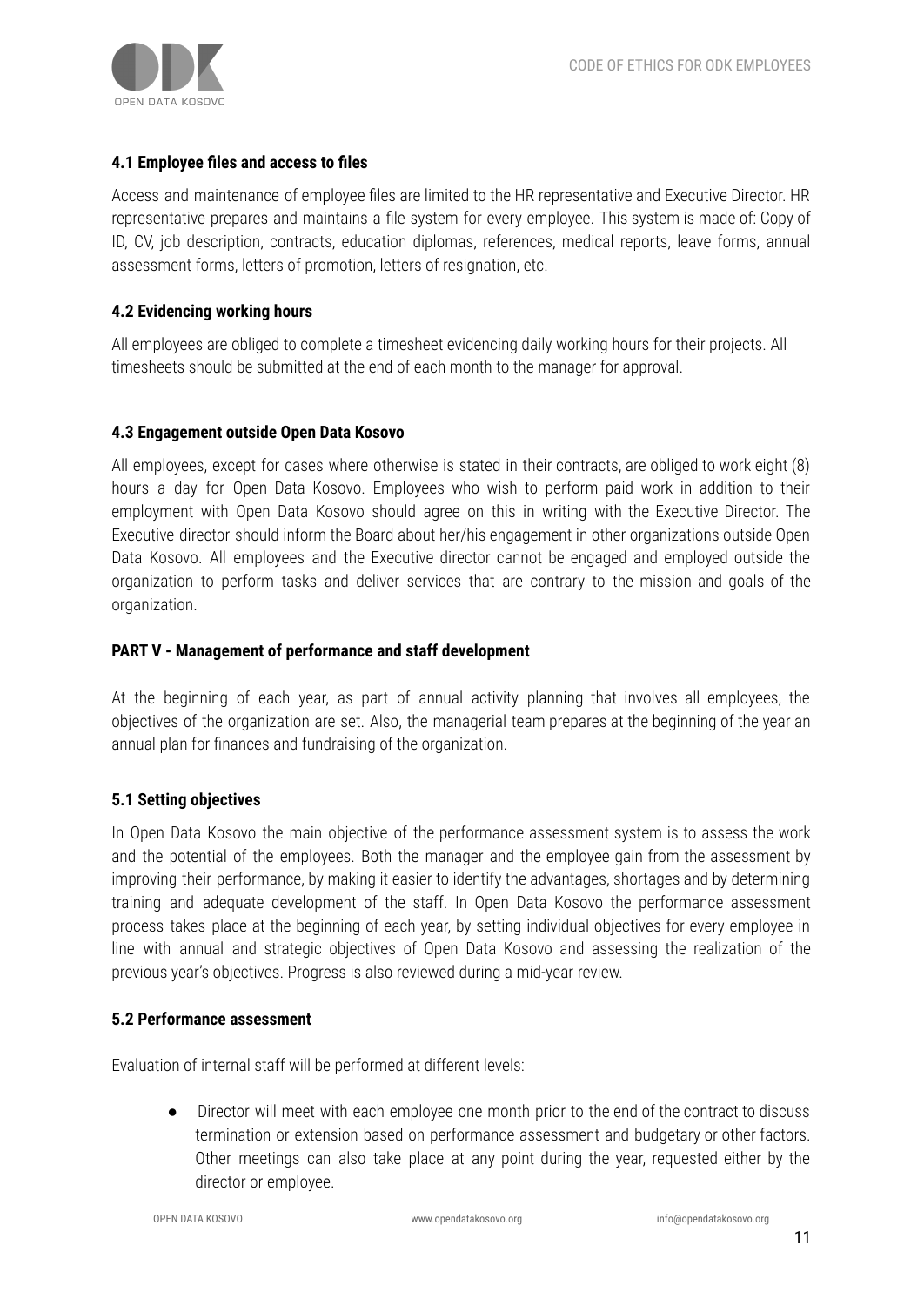#### 4.1 Employee files and access to files

Access and maintenance of employee files are limited to the HR representative and Executive Director. HR representative prepares and maintains a file system for every employee. This system is made of: Copy of ID, CV, job description, contracts, education diplomas, references, medical reports, leave forms, annual assessment forms, letters of promotion, letters of resignation, etc.

#### 4.2 Evidencing working hours

All employees are obliged to complete a timesheet evidencing daily working hours for their projects. All timesheets should be submitted at the end of each month to the manager for approval.

#### 4.3 Engagement outside Open Data Kosovo

All employees, except for cases where otherwise is stated in their contracts, are obliged to work eight (8) hours a day for Open Data Kosovo. Employees who wish to perform paid work in addition to their employment with Open Data Kosovo should agree on this in writing with the Executive Director. The Executive director should inform the Board about her/his engagement in other organizations outside Open Data Kosovo. All employees and the Executive director cannot be engaged and employed outside the organization to perform tasks and deliver services that are contrary to the mission and goals of the organization.

### PART V - Management of performance and staff development

At the beginning of each year, as part of annual activity planning that involves all employees, the objectives of the organization are set. Also, the managerial team prepares at the beginning of the year an annual plan for finances and fundraising of the organization.

#### 5.1 Setting objectives

In Open Data Kosovo the main objective of the performance assessment system is to assess the work and the potential of the employees. Both the manager and the employee gain from the assessment by improving their performance, by making it easier to identify the advantages, shortages and by determining training and adequate development of the staff. In Open Data Kosovo the performance assessment process takes place at the beginning of each year, by setting individual objectives for every employee in line with annual and strategic objectives of Open Data Kosovo and assessing the realization of the previous year's objectives. Progress is also reviewed during a mid-year review.

#### 5.2 Performance assessment

Evaluation of internal staff will be performed at different levels:

- Director will meet with each employee one month prior to the end of the contract to discuss termination or extension based on performance assessment and budgetary or other factors. Other meetings can also take place at any point during the year, requested either by the director or employee.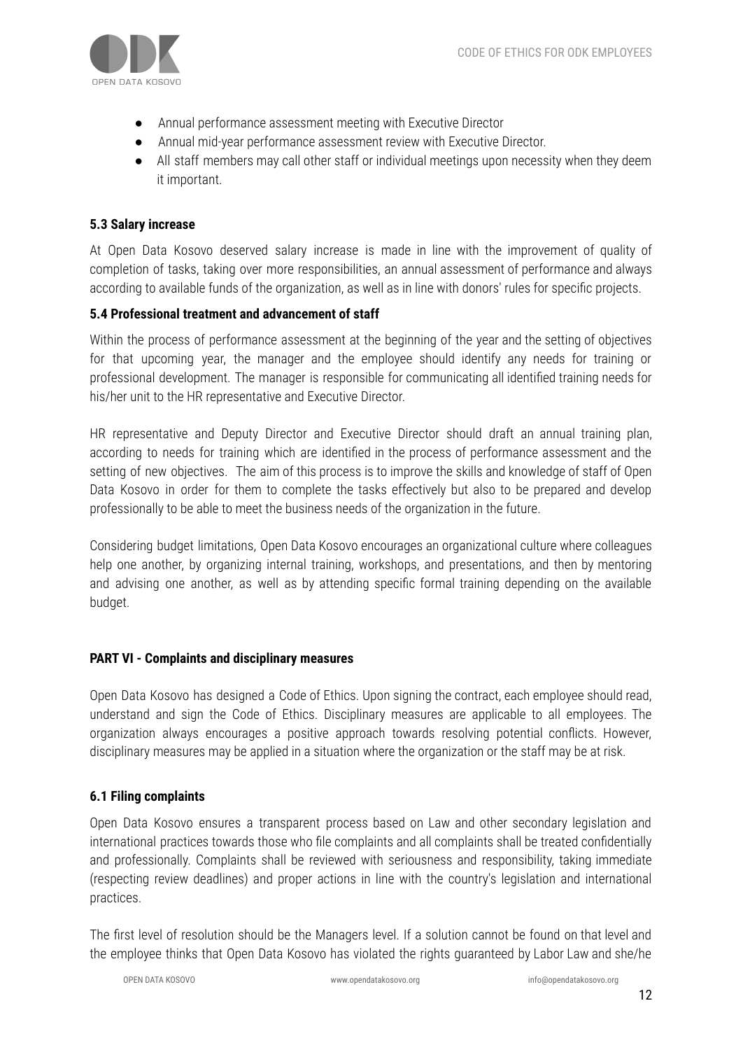- Annual performance assessment meeting with Executive Director
- Annual mid-year performance assessment review with Executive Director.
- All staff members may call other staff or individual meetings upon necessity when they deem it important.

### 5.3 Salary increase

At Open Data Kosovo deserved salary increase is made in line with the improvement of quality of completion of tasks, taking over more responsibilities, an annual assessment of performance and always according to available funds of the organization, as well as in line with donors' rules for specific projects.

### 5.4 Professional treatment and advancement of staff

Within the process of performance assessment at the beginning of the year and the setting of objectives for that upcoming year, the manager and the employee should identify any needs for training or professional development. The manager is responsible for communicating all identified training needs for his/her unit to the HR representative and Executive Director.

HR representative and Deputy Director and Executive Director should draft an annual training plan, according to needs for training which are identified in the process of performance assessment and the setting of new objectives. The aim of this process is to improve the skills and knowledge of staff of Open Data Kosovo in order for them to complete the tasks effectively but also to be prepared and develop professionally to be able to meet the business needs of the organization in the future.

Considering budget limitations, Open Data Kosovo encourages an organizational culture where colleagues help one another, by organizing internal training, workshops, and presentations, and then by mentoring and advising one another, as well as by attending specific formal training depending on the available budget.

## PART VI - Complaints and disciplinary measures

Open Data Kosovo has designed a Code of Ethics. Upon signing the contract, each employee should read, understand and sign the Code of Ethics. Disciplinary measures are applicable to all employees. The organization always encourages a positive approach towards resolving potential conflicts. However, disciplinary measures may be applied in a situation where the organization or the staff may be at risk.

### 6.1 Filing complaints

Open Data Kosovo ensures a transparent process based on Law and other secondary legislation and international practices towards those who file complaints and all complaints shall be treated confidentially and professionally. Complaints shall be reviewed with seriousness and responsibility, taking immediate (respecting review deadlines) and proper actions in line with the country's legislation and international practices.

The first level of resolution should be the Managers level. If a solution cannot be found on that level and the employee thinks that Open Data Kosovo has violated the rights guaranteed by Labor Law and she/he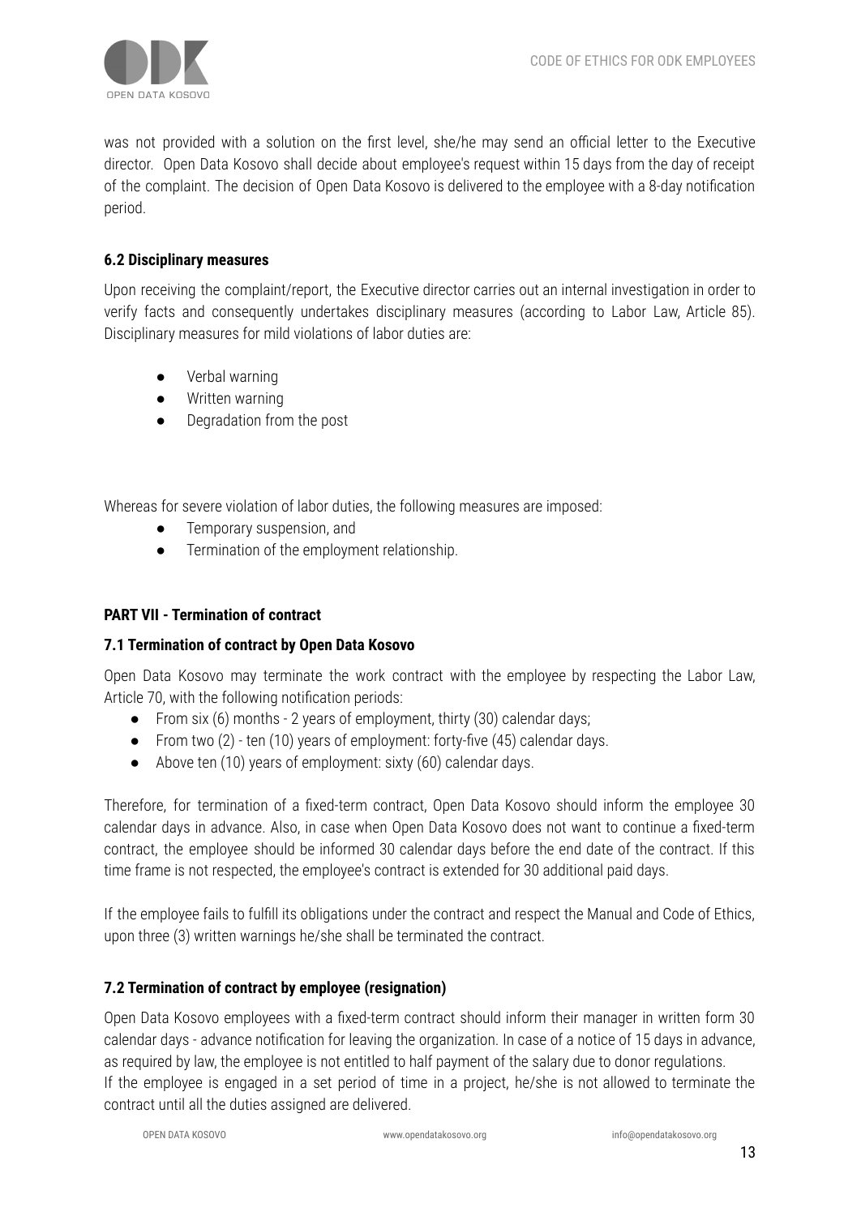was not provided with a solution on the first level, she/he may send an official letter to the Executive director. Open Data Kosovo shall decide about employee's request within 15 days from the day of receipt of the complaint. The decision of Open Data Kosovo is delivered to the employee with a 8-day notification period.

### 6.2 Disciplinary measures

Upon receiving the complaint/report, the Executive director carries out an internal investigation in order to verify facts and consequently undertakes disciplinary measures (according to Labor Law, Article 85). Disciplinary measures for mild violations of labor duties are:

- Verbal warning
- Written warning
- Degradation from the post

Whereas for severe violation of labor duties, the following measures are imposed:

- Temporary suspension, and
- Termination of the employment relationship.

## PART VII - Termination of contract

### 7.1 Termination of contract by Open Data Kosovo

Open Data Kosovo may terminate the work contract with the employee by respecting the Labor Law, Article 70, with the following notification periods:

- From six (6) months - 2 years of employment, thirty (30) calendar days;
- From two (2) - ten (10) years of employment: forty-five (45) calendar days.
- Above ten (10) years of employment: sixty (60) calendar days.

Therefore, for termination of a fixed-term contract, Open Data Kosovo should inform the employee 30 calendar days in advance. Also, in case when Open Data Kosovo does not want to continue a fixed-term contract, the employee should be informed 30 calendar days before the end date of the contract. If this time frame is not respected, the employee's contract is extended for 30 additional paid days.

If the employee fails to fulfill its obligations under the contract and respect the Manual and Code of Ethics, upon three (3) written warnings he/she shall be terminated the contract.

### 7.2 Termination of contract by employee (resignation)

Open Data Kosovo employees with a fixed-term contract should inform their manager in written form 30 calendar days - advance notification for leaving the organization. In case of a notice of 15 days in advance, as required by law, the employee is not entitled to half payment of the salary due to donor regulations.
If the employee is engaged in a set period of time in a project, he/she is not allowed to terminate the contract until all the duties assigned are delivered.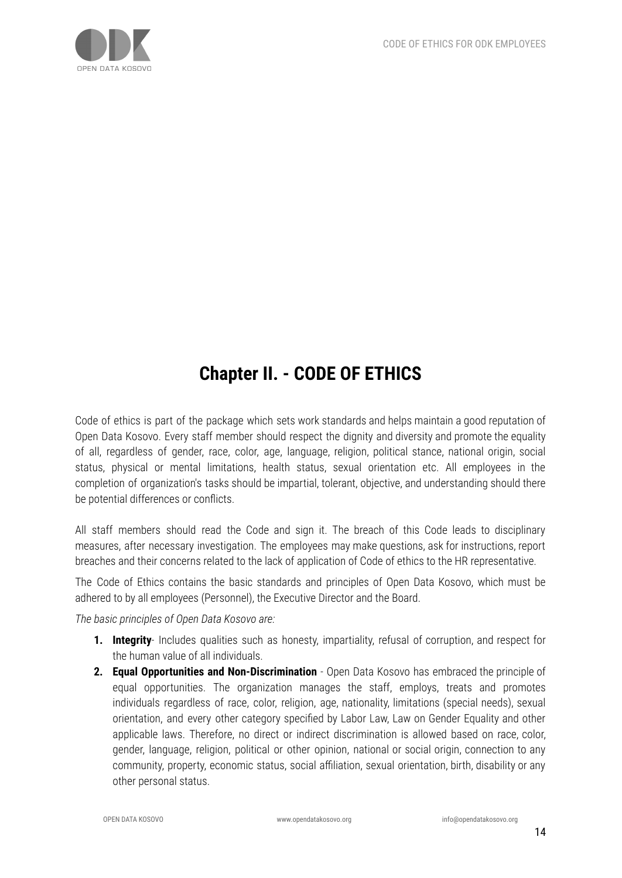## Chapter II. - CODE OF ETHICS

Code of ethics is part of the package which sets work standards and helps maintain a good reputation of Open Data Kosovo. Every staff member should respect the dignity and diversity and promote the equality of all, regardless of gender, race, color, age, language, religion, political stance, national origin, social status, physical or mental limitations, health status, sexual orientation etc. All employees in the completion of organization's tasks should be impartial, tolerant, objective, and understanding should there be potential differences or conflicts.

All staff members should read the Code and sign it. The breach of this Code leads to disciplinary measures, after necessary investigation. The employees may make questions, ask for instructions, report breaches and their concerns related to the lack of application of Code of ethics to the HR representative.

The Code of Ethics contains the basic standards and principles of Open Data Kosovo, which must be adhered to by all employees (Personnel), the Executive Director and the Board.

*The basic principles of Open Data Kosovo are:*

1. **Integrity**- Includes qualities such as honesty, impartiality, refusal of corruption, and respect for the human value of all individuals.
2. **Equal Opportunities and Non-Discrimination** - Open Data Kosovo has embraced the principle of equal opportunities. The organization manages the staff, employs, treats and promotes individuals regardless of race, color, religion, age, nationality, limitations (special needs), sexual orientation, and every other category specified by Labor Law, Law on Gender Equality and other applicable laws. Therefore, no direct or indirect discrimination is allowed based on race, color, gender, language, religion, political or other opinion, national or social origin, connection to any community, property, economic status, social affiliation, sexual orientation, birth, disability or any other personal status.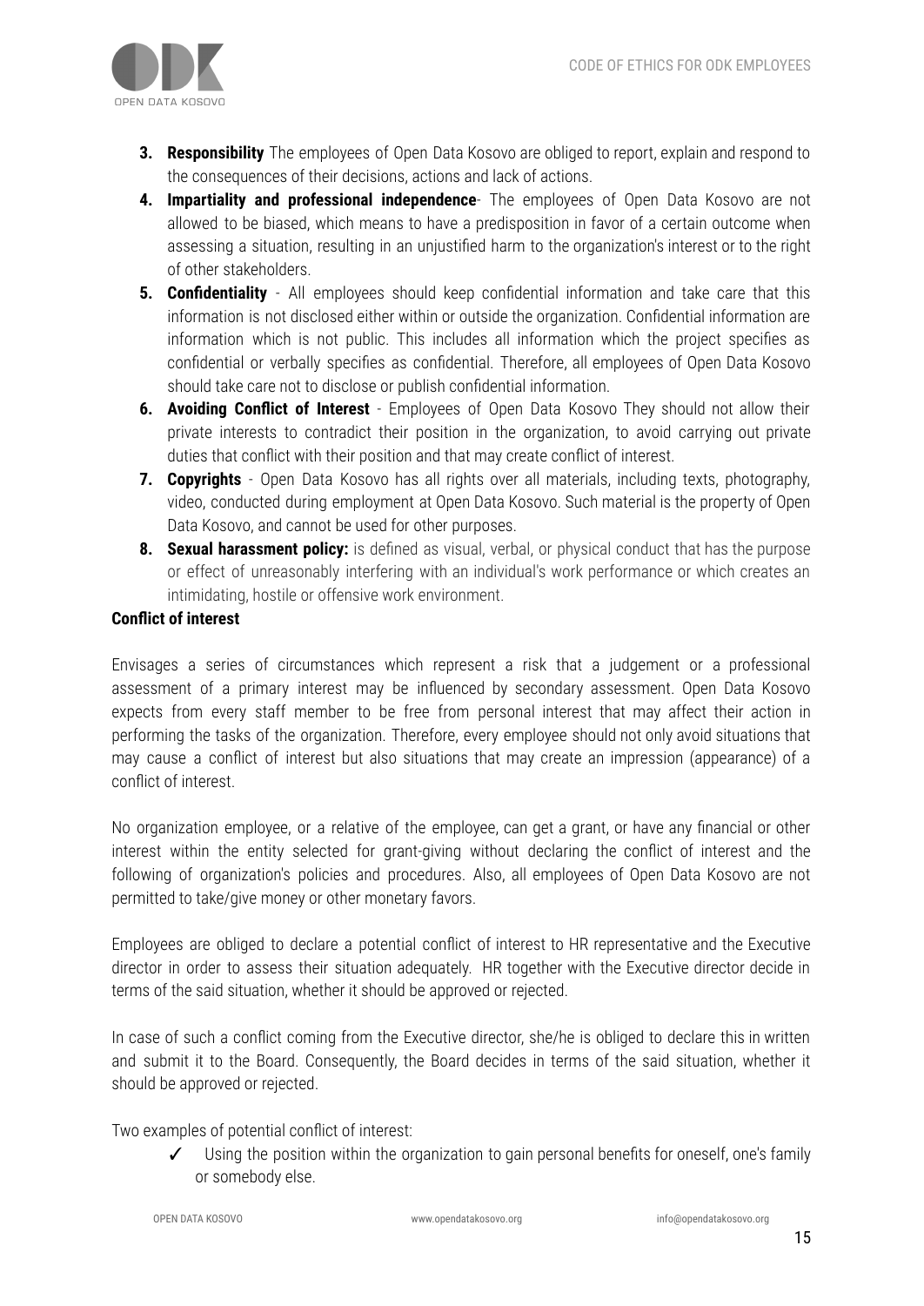3. **Responsibility** The employees of Open Data Kosovo are obliged to report, explain and respond to the consequences of their decisions, actions and lack of actions.
4. **Impartiality and professional independence**- The employees of Open Data Kosovo are not allowed to be biased, which means to have a predisposition in favor of a certain outcome when assessing a situation, resulting in an unjustified harm to the organization's interest or to the right of other stakeholders.
5. **Confidentiality** - All employees should keep confidential information and take care that this information is not disclosed either within or outside the organization. Confidential information are information which is not public. This includes all information which the project specifies as confidential or verbally specifies as confidential. Therefore, all employees of Open Data Kosovo should take care not to disclose or publish confidential information.
6. **Avoiding Conflict of Interest** - Employees of Open Data Kosovo They should not allow their private interests to contradict their position in the organization, to avoid carrying out private duties that conflict with their position and that may create conflict of interest.
7. **Copyrights** - Open Data Kosovo has all rights over all materials, including texts, photography, video, conducted during employment at Open Data Kosovo. Such material is the property of Open Data Kosovo, and cannot be used for other purposes.
8. **Sexual harassment policy:** is defined as visual, verbal, or physical conduct that has the purpose or effect of unreasonably interfering with an individual's work performance or which creates an intimidating, hostile or offensive work environment.

**Conflict of interest**

Envisages a series of circumstances which represent a risk that a judgement or a professional assessment of a primary interest may be influenced by secondary assessment. Open Data Kosovo expects from every staff member to be free from personal interest that may affect their action in performing the tasks of the organization. Therefore, every employee should not only avoid situations that may cause a conflict of interest but also situations that may create an impression (appearance) of a conflict of interest.

No organization employee, or a relative of the employee, can get a grant, or have any financial or other interest within the entity selected for grant-giving without declaring the conflict of interest and the following of organization's policies and procedures. Also, all employees of Open Data Kosovo are not permitted to take/give money or other monetary favors.

Employees are obliged to declare a potential conflict of interest to HR representative and the Executive director in order to assess their situation adequately. HR together with the Executive director decide in terms of the said situation, whether it should be approved or rejected.

In case of such a conflict coming from the Executive director, she/he is obliged to declare this in written and submit it to the Board. Consequently, the Board decides in terms of the said situation, whether it should be approved or rejected.

Two examples of potential conflict of interest:

- ✓ Using the position within the organization to gain personal benefits for oneself, one's family or somebody else.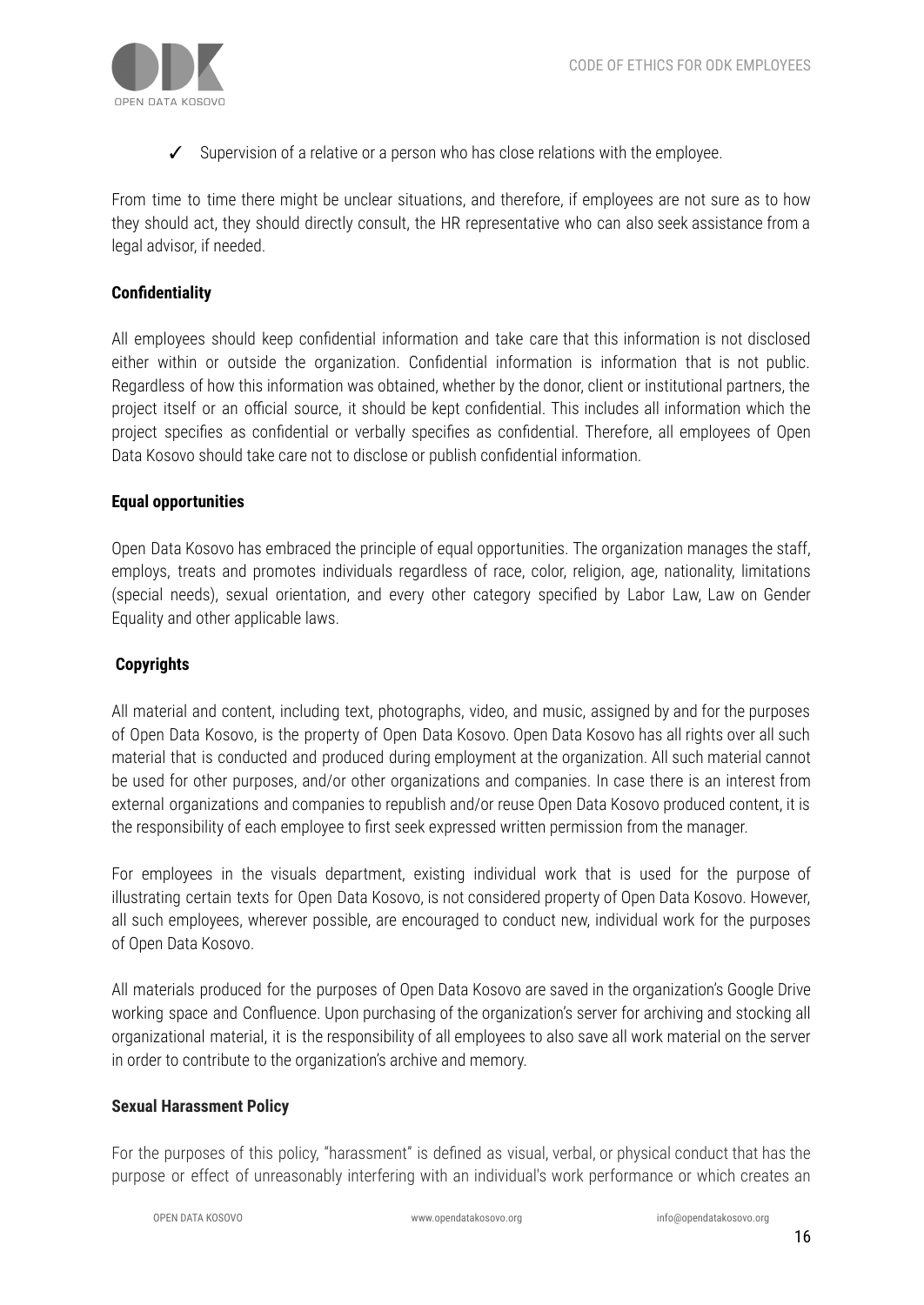- ✓ Supervision of a relative or a person who has close relations with the employee.

From time to time there might be unclear situations, and therefore, if employees are not sure as to how they should act, they should directly consult, the HR representative who can also seek assistance from a legal advisor, if needed.

**Confidentiality**

All employees should keep confidential information and take care that this information is not disclosed either within or outside the organization. Confidential information is information that is not public. Regardless of how this information was obtained, whether by the donor, client or institutional partners, the project itself or an official source, it should be kept confidential. This includes all information which the project specifies as confidential or verbally specifies as confidential. Therefore, all employees of Open Data Kosovo should take care not to disclose or publish confidential information.

**Equal opportunities**

Open Data Kosovo has embraced the principle of equal opportunities. The organization manages the staff, employs, treats and promotes individuals regardless of race, color, religion, age, nationality, limitations (special needs), sexual orientation, and every other category specified by Labor Law, Law on Gender Equality and other applicable laws.

**Copyrights**

All material and content, including text, photographs, video, and music, assigned by and for the purposes of Open Data Kosovo, is the property of Open Data Kosovo. Open Data Kosovo has all rights over all such material that is conducted and produced during employment at the organization. All such material cannot be used for other purposes, and/or other organizations and companies. In case there is an interest from external organizations and companies to republish and/or reuse Open Data Kosovo produced content, it is the responsibility of each employee to first seek expressed written permission from the manager.

For employees in the visuals department, existing individual work that is used for the purpose of illustrating certain texts for Open Data Kosovo, is not considered property of Open Data Kosovo. However, all such employees, wherever possible, are encouraged to conduct new, individual work for the purposes of Open Data Kosovo.

All materials produced for the purposes of Open Data Kosovo are saved in the organization's Google Drive working space and Confluence. Upon purchasing of the organization's server for archiving and stocking all organizational material, it is the responsibility of all employees to also save all work material on the server in order to contribute to the organization's archive and memory.

**Sexual Harassment Policy**

For the purposes of this policy, "harassment" is defined as visual, verbal, or physical conduct that has the purpose or effect of unreasonably interfering with an individual's work performance or which creates an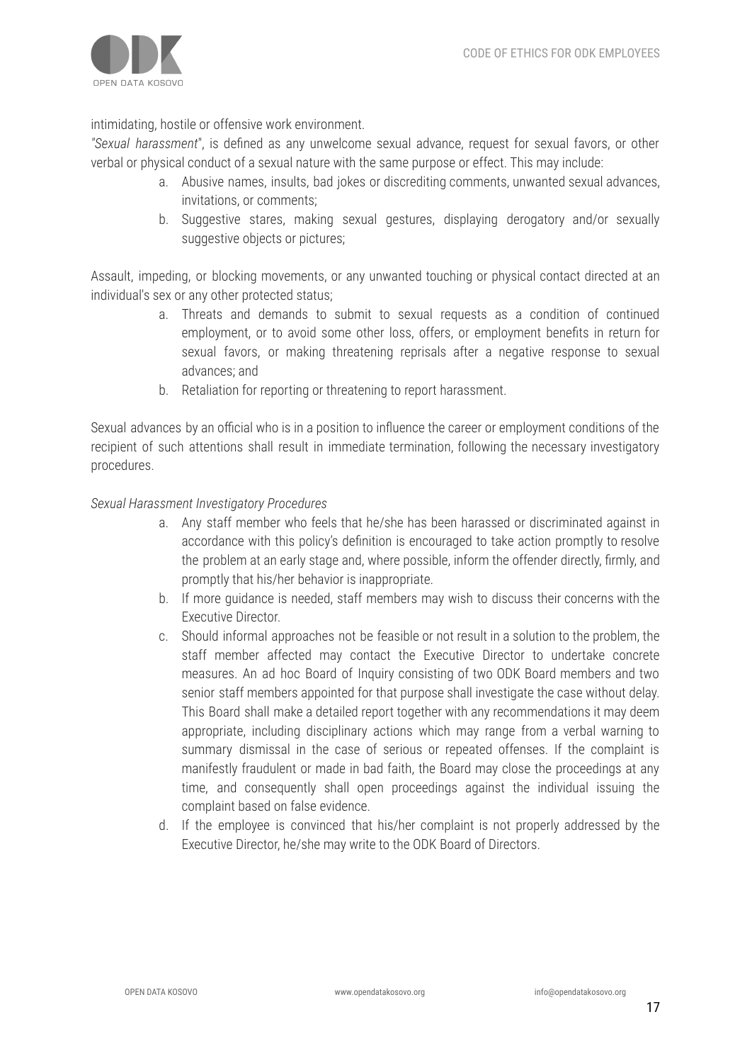intimidating, hostile or offensive work environment.

*"Sexual harassment*", is defined as any unwelcome sexual advance, request for sexual favors, or other verbal or physical conduct of a sexual nature with the same purpose or effect. This may include:

a. Abusive names, insults, bad jokes or discrediting comments, unwanted sexual advances, invitations, or comments;
b. Suggestive stares, making sexual gestures, displaying derogatory and/or sexually suggestive objects or pictures;

Assault, impeding, or blocking movements, or any unwanted touching or physical contact directed at an individual's sex or any other protected status;

a. Threats and demands to submit to sexual requests as a condition of continued employment, or to avoid some other loss, offers, or employment benefits in return for sexual favors, or making threatening reprisals after a negative response to sexual advances; and
b. Retaliation for reporting or threatening to report harassment.

Sexual advances by an official who is in a position to influence the career or employment conditions of the recipient of such attentions shall result in immediate termination, following the necessary investigatory procedures.

*Sexual Harassment Investigatory Procedures*

a. Any staff member who feels that he/she has been harassed or discriminated against in accordance with this policy's definition is encouraged to take action promptly to resolve the problem at an early stage and, where possible, inform the offender directly, firmly, and promptly that his/her behavior is inappropriate.
b. If more guidance is needed, staff members may wish to discuss their concerns with the Executive Director.
c. Should informal approaches not be feasible or not result in a solution to the problem, the staff member affected may contact the Executive Director to undertake concrete measures. An ad hoc Board of Inquiry consisting of two ODK Board members and two senior staff members appointed for that purpose shall investigate the case without delay. This Board shall make a detailed report together with any recommendations it may deem appropriate, including disciplinary actions which may range from a verbal warning to summary dismissal in the case of serious or repeated offenses. If the complaint is manifestly fraudulent or made in bad faith, the Board may close the proceedings at any time, and consequently shall open proceedings against the individual issuing the complaint based on false evidence.
d. If the employee is convinced that his/her complaint is not properly addressed by the Executive Director, he/she may write to the ODK Board of Directors.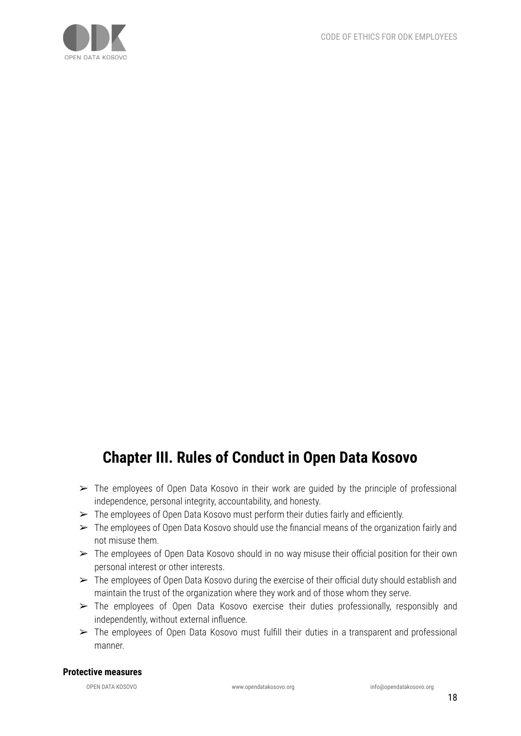## Chapter III. Rules of Conduct in Open Data Kosovo

- The employees of Open Data Kosovo in their work are guided by the principle of professional independence, personal integrity, accountability, and honesty.
- The employees of Open Data Kosovo must perform their duties fairly and efficiently.
- The employees of Open Data Kosovo should use the financial means of the organization fairly and not misuse them.
- The employees of Open Data Kosovo should in no way misuse their official position for their own personal interest or other interests.
- The employees of Open Data Kosovo during the exercise of their official duty should establish and maintain the trust of the organization where they work and of those whom they serve.
- The employees of Open Data Kosovo exercise their duties professionally, responsibly and independently, without external influence.
- The employees of Open Data Kosovo must fulfill their duties in a transparent and professional manner.

**Protective measures**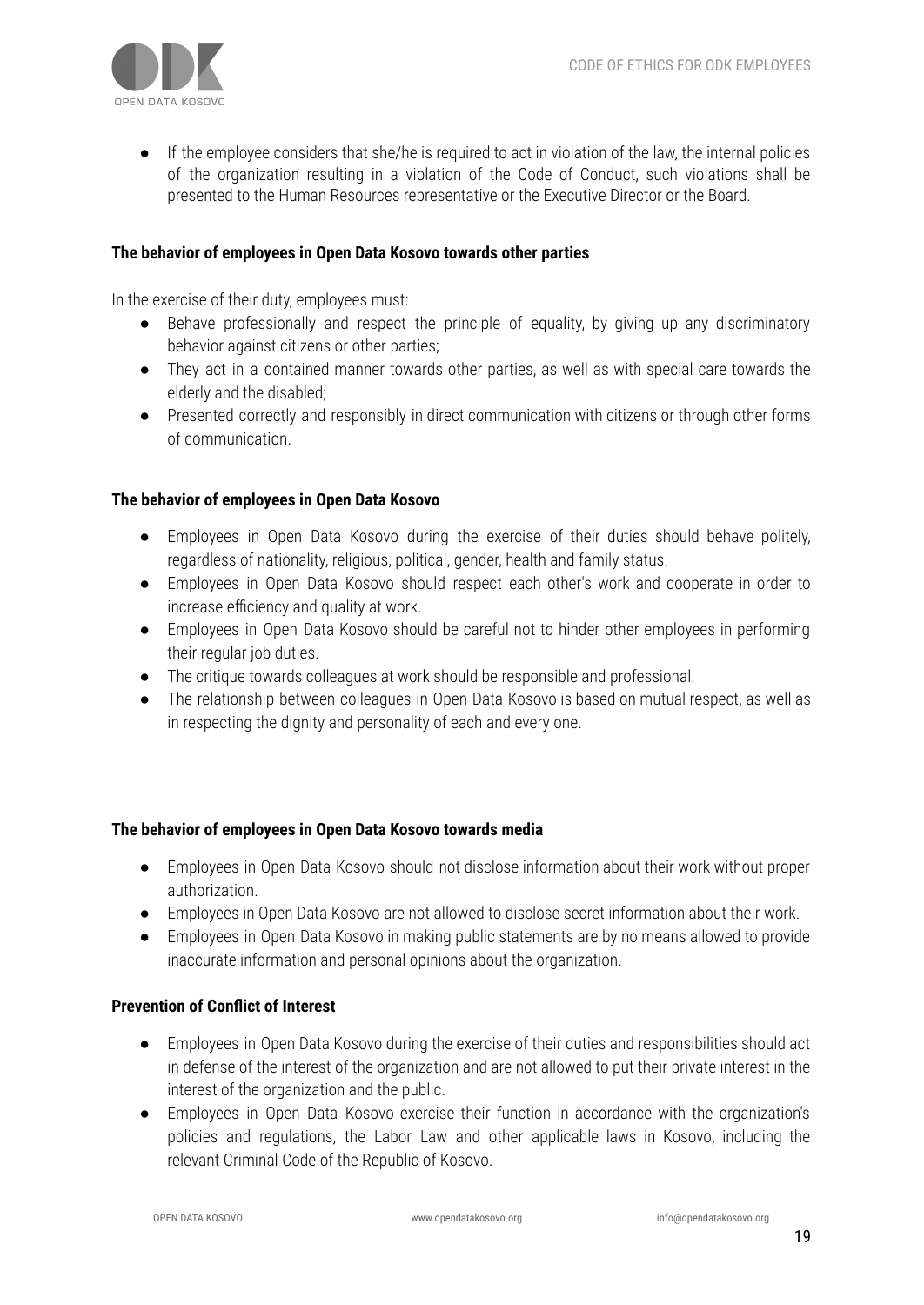- If the employee considers that she/he is required to act in violation of the law, the internal policies of the organization resulting in a violation of the Code of Conduct, such violations shall be presented to the Human Resources representative or the Executive Director or the Board.

**The behavior of employees in Open Data Kosovo towards other parties**

In the exercise of their duty, employees must:

- Behave professionally and respect the principle of equality, by giving up any discriminatory behavior against citizens or other parties;
- They act in a contained manner towards other parties, as well as with special care towards the elderly and the disabled;
- Presented correctly and responsibly in direct communication with citizens or through other forms of communication.

**The behavior of employees in Open Data Kosovo**

- Employees in Open Data Kosovo during the exercise of their duties should behave politely, regardless of nationality, religious, political, gender, health and family status.
- Employees in Open Data Kosovo should respect each other's work and cooperate in order to increase efficiency and quality at work.
- Employees in Open Data Kosovo should be careful not to hinder other employees in performing their regular job duties.
- The critique towards colleagues at work should be responsible and professional.
- The relationship between colleagues in Open Data Kosovo is based on mutual respect, as well as in respecting the dignity and personality of each and every one.

**The behavior of employees in Open Data Kosovo towards media**

- Employees in Open Data Kosovo should not disclose information about their work without proper authorization.
- Employees in Open Data Kosovo are not allowed to disclose secret information about their work.
- Employees in Open Data Kosovo in making public statements are by no means allowed to provide inaccurate information and personal opinions about the organization.

**Prevention of Conflict of Interest**

- Employees in Open Data Kosovo during the exercise of their duties and responsibilities should act in defense of the interest of the organization and are not allowed to put their private interest in the interest of the organization and the public.
- Employees in Open Data Kosovo exercise their function in accordance with the organization's policies and regulations, the Labor Law and other applicable laws in Kosovo, including the relevant Criminal Code of the Republic of Kosovo.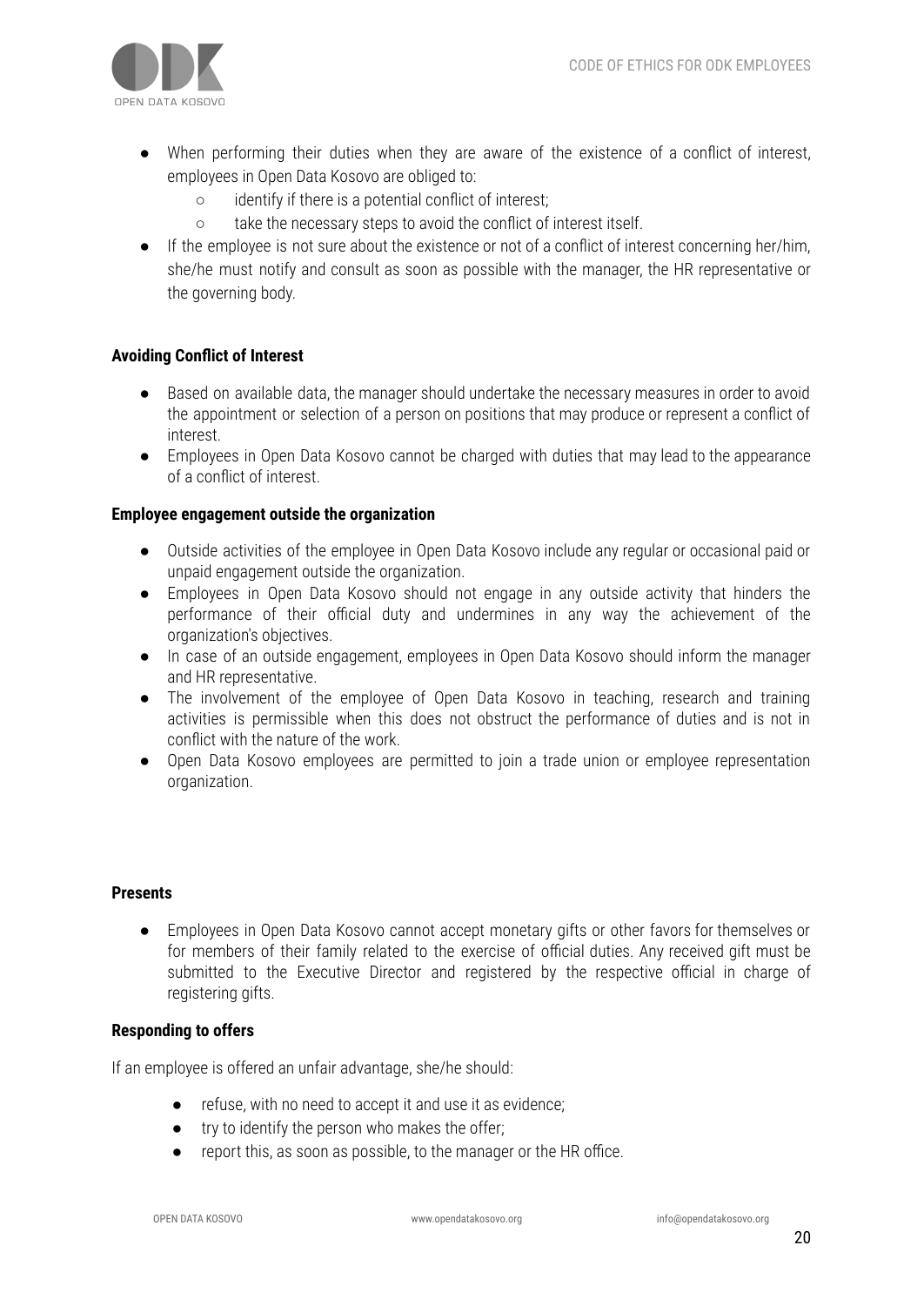- When performing their duties when they are aware of the existence of a conflict of interest, employees in Open Data Kosovo are obliged to:
  - identify if there is a potential conflict of interest;
  - take the necessary steps to avoid the conflict of interest itself.
- If the employee is not sure about the existence or not of a conflict of interest concerning her/him, she/he must notify and consult as soon as possible with the manager, the HR representative or the governing body.

**Avoiding Conflict of Interest**

- Based on available data, the manager should undertake the necessary measures in order to avoid the appointment or selection of a person on positions that may produce or represent a conflict of interest.
- Employees in Open Data Kosovo cannot be charged with duties that may lead to the appearance of a conflict of interest.

**Employee engagement outside the organization**

- Outside activities of the employee in Open Data Kosovo include any regular or occasional paid or unpaid engagement outside the organization.
- Employees in Open Data Kosovo should not engage in any outside activity that hinders the performance of their official duty and undermines in any way the achievement of the organization's objectives.
- In case of an outside engagement, employees in Open Data Kosovo should inform the manager and HR representative.
- The involvement of the employee of Open Data Kosovo in teaching, research and training activities is permissible when this does not obstruct the performance of duties and is not in conflict with the nature of the work.
- Open Data Kosovo employees are permitted to join a trade union or employee representation organization.

**Presents**

- Employees in Open Data Kosovo cannot accept monetary gifts or other favors for themselves or for members of their family related to the exercise of official duties. Any received gift must be submitted to the Executive Director and registered by the respective official in charge of registering gifts.

**Responding to offers**

If an employee is offered an unfair advantage, she/he should:

- refuse, with no need to accept it and use it as evidence;
- try to identify the person who makes the offer;
- report this, as soon as possible, to the manager or the HR office.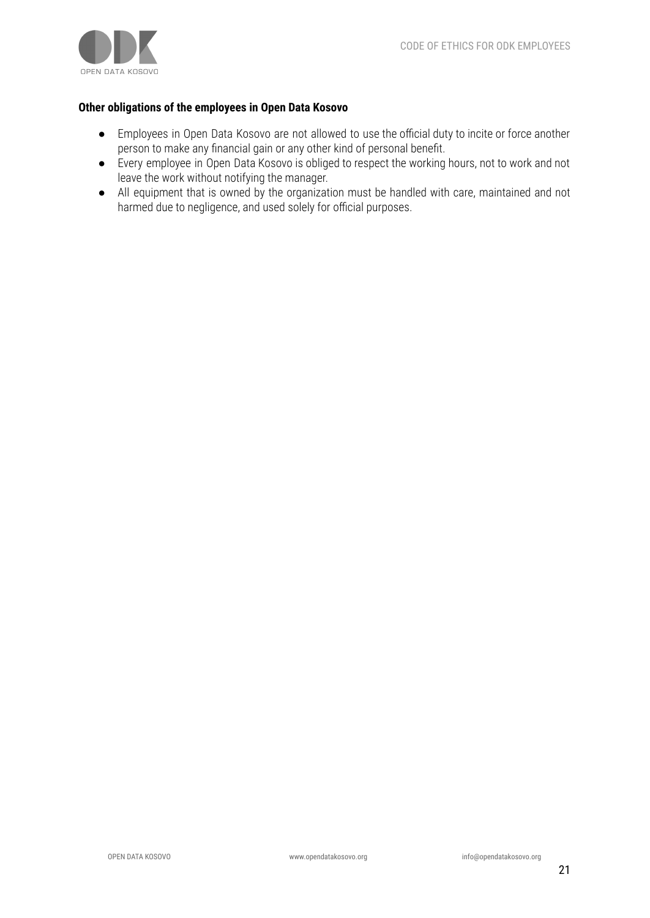**Other obligations of the employees in Open Data Kosovo**

- Employees in Open Data Kosovo are not allowed to use the official duty to incite or force another person to make any financial gain or any other kind of personal benefit.
- Every employee in Open Data Kosovo is obliged to respect the working hours, not to work and not leave the work without notifying the manager.
- All equipment that is owned by the organization must be handled with care, maintained and not harmed due to negligence, and used solely for official purposes.